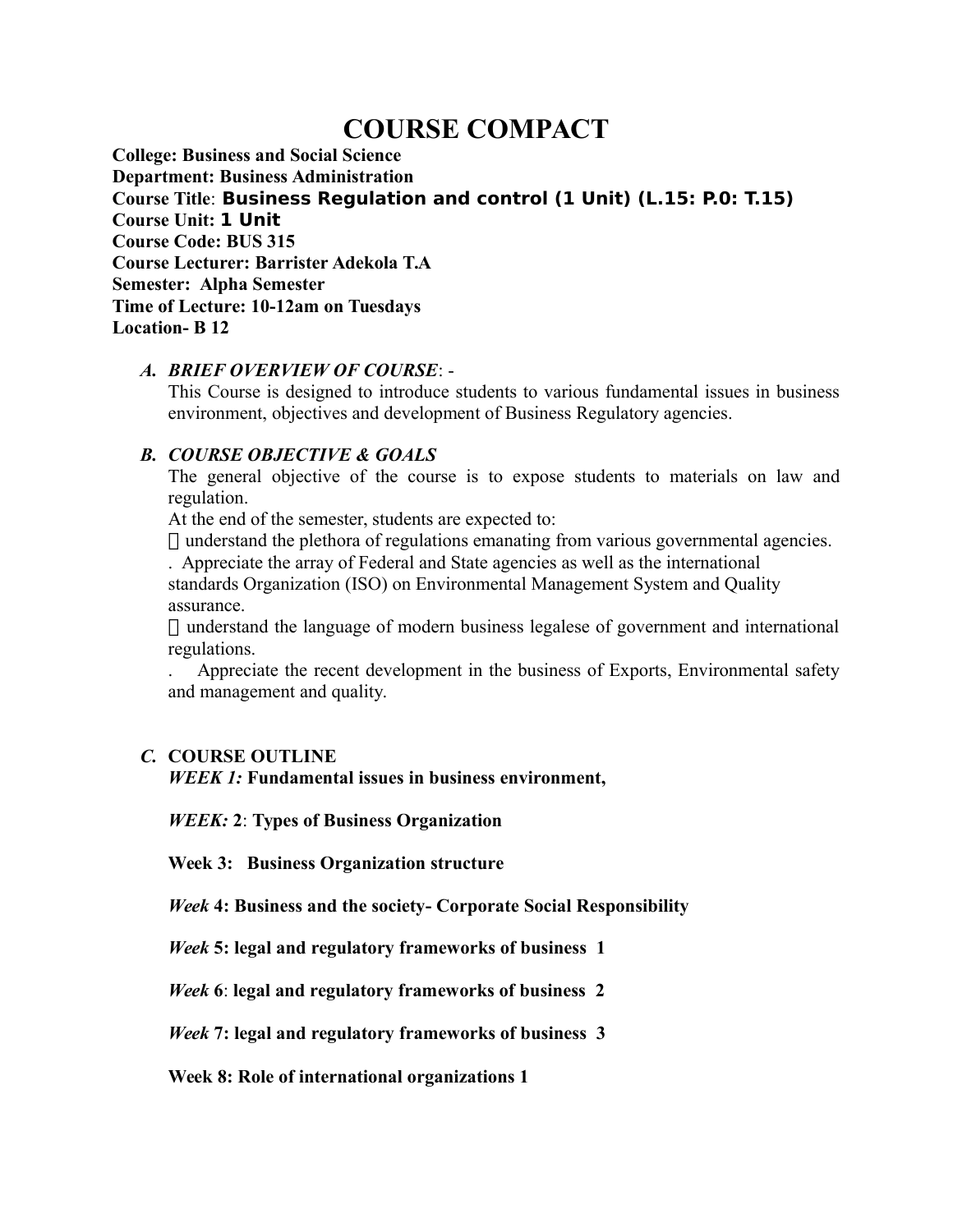# COURSE COMPACT

**College: Business and Social Science**
**Department: Business Administration**
**Course Title**: **Business Regulation and control (1 Unit) (L.15: P.0: T.15)**
**Course Unit: 1 Unit**
**Course Code: BUS 315**
**Course Lecturer: Barrister Adekola T.A**
**Semester: Alpha Semester**
**Time of Lecture: 10-12am on Tuesdays**
**Location- B 12**

## *A. BRIEF OVERVIEW OF COURSE*: -

This Course is designed to introduce students to various fundamental issues in business environment, objectives and development of Business Regulatory agencies.

## *B. COURSE OBJECTIVE & GOALS*

The general objective of the course is to expose students to materials on law and regulation.

At the end of the semester, students are expected to:

 understand the plethora of regulations emanating from various governmental agencies.

. Appreciate the array of Federal and State agencies as well as the international standards Organization (ISO) on Environmental Management System and Quality assurance.

 understand the language of modern business legalese of government and international regulations.

. Appreciate the recent development in the business of Exports, Environmental safety and management and quality.

## *C.* COURSE OUTLINE

***WEEK 1:*** **Fundamental issues in business environment,**

***WEEK:*** **2**: **Types of Business Organization**

**Week 3: Business Organization structure**

***Week*** **4: Business and the society- Corporate Social Responsibility**

***Week*** **5: legal and regulatory frameworks of business 1**

***Week*** **6**: **legal and regulatory frameworks of business 2**

***Week*** **7: legal and regulatory frameworks of business 3**

**Week 8: Role of international organizations 1**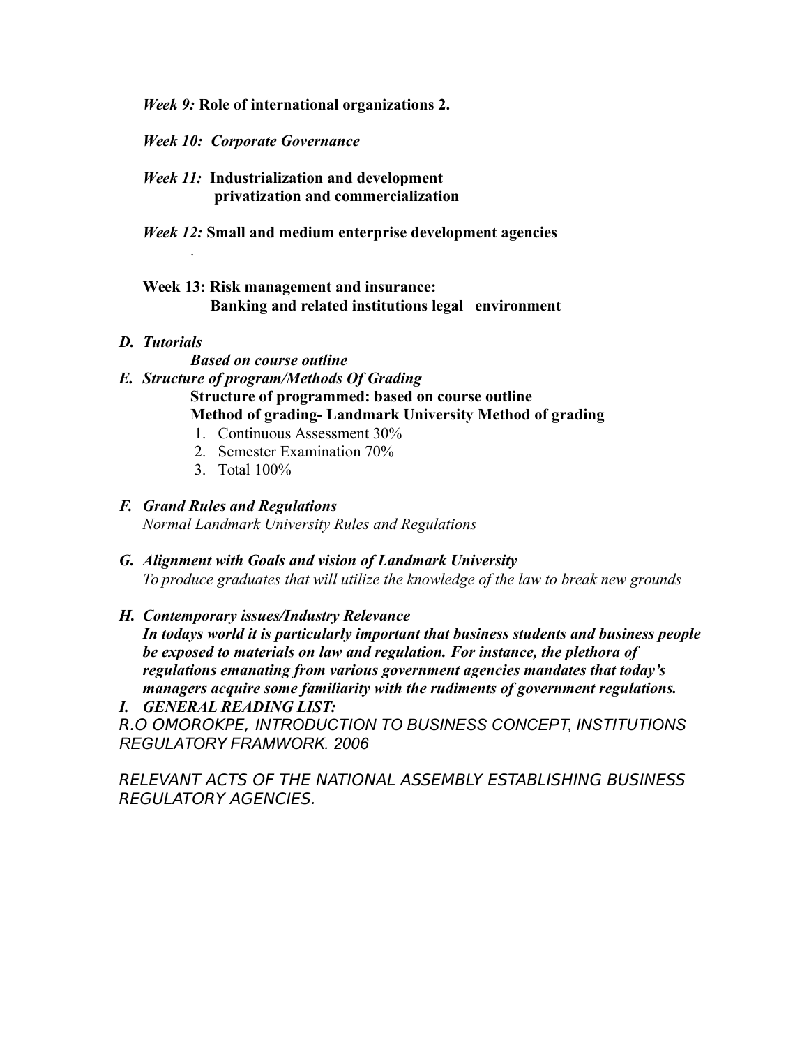*Week 9:* **Role of international organizations 2.**

***Week 10: Corporate Governance***

*Week 11:* **Industrialization and development privatization and commercialization**

*Week 12:* **Small and medium enterprise development agencies**

.

**Week 13: Risk management and insurance: Banking and related institutions legal environment**

***D. Tutorials***

***Based on course outline***

***E. Structure of program/Methods Of Grading***

**Structure of programmed: based on course outline**
**Method of grading- Landmark University Method of grading**

1. Continuous Assessment 30%
2. Semester Examination 70%
3. Total 100%

***F. Grand Rules and Regulations***

*Normal Landmark University Rules and Regulations*

***G. Alignment with Goals and vision of Landmark University***

*To produce graduates that will utilize the knowledge of the law to break new grounds*

***H. Contemporary issues/Industry Relevance***

***In todays world it is particularly important that business students and business people be exposed to materials on law and regulation. For instance, the plethora of regulations emanating from various government agencies mandates that today's managers acquire some familiarity with the rudiments of government regulations.***

***I. GENERAL READING LIST:***

*R.O OMOROKPE, INTRODUCTION TO BUSINESS CONCEPT, INSTITUTIONS REGULATORY FRAMWORK. 2006*

*RELEVANT ACTS OF THE NATIONAL ASSEMBLY ESTABLISHING BUSINESS REGULATORY AGENCIES.*